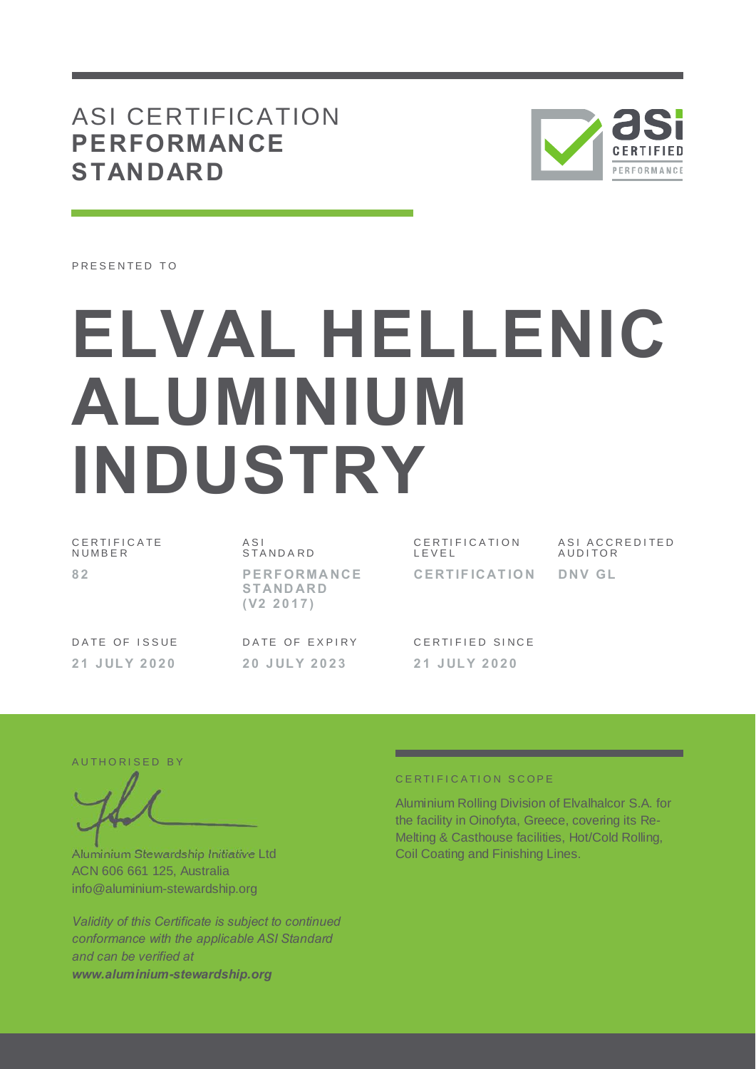# ASI CERTIFICATION **PERFORMANCE STANDARD**

PRESENTED TO

# ELVAL HELLENIC ALUMINIUM INDUSTRY

| CERTIFICATE NUMBER | ASI STANDARD | CERTIFICATION LEVEL | ASI ACCREDITED AUDITOR |
|---|---|---|---|
| **82** | **PERFORMANCE STANDARD (V2 2017)** | **CERTIFICATION** | **DNV GL** |

| DATE OF ISSUE | DATE OF EXPIRY | CERTIFIED SINCE |
|---|---|---|
| **21 JULY 2020** | **20 JULY 2023** | **21 JULY 2020** |

AUTHORISED BY

Aluminium Stewardship Initiative Ltd
ACN 606 661 125, Australia
info@aluminium-stewardship.org

*Validity of this Certificate is subject to continued conformance with the applicable ASI Standard and can be verified at* ***www.aluminium-stewardship.org***

CERTIFICATION SCOPE

Aluminium Rolling Division of Elvalhalcor S.A. for the facility in Oinofyta, Greece, covering its Re-Melting & Casthouse facilities, Hot/Cold Rolling, Coil Coating and Finishing Lines.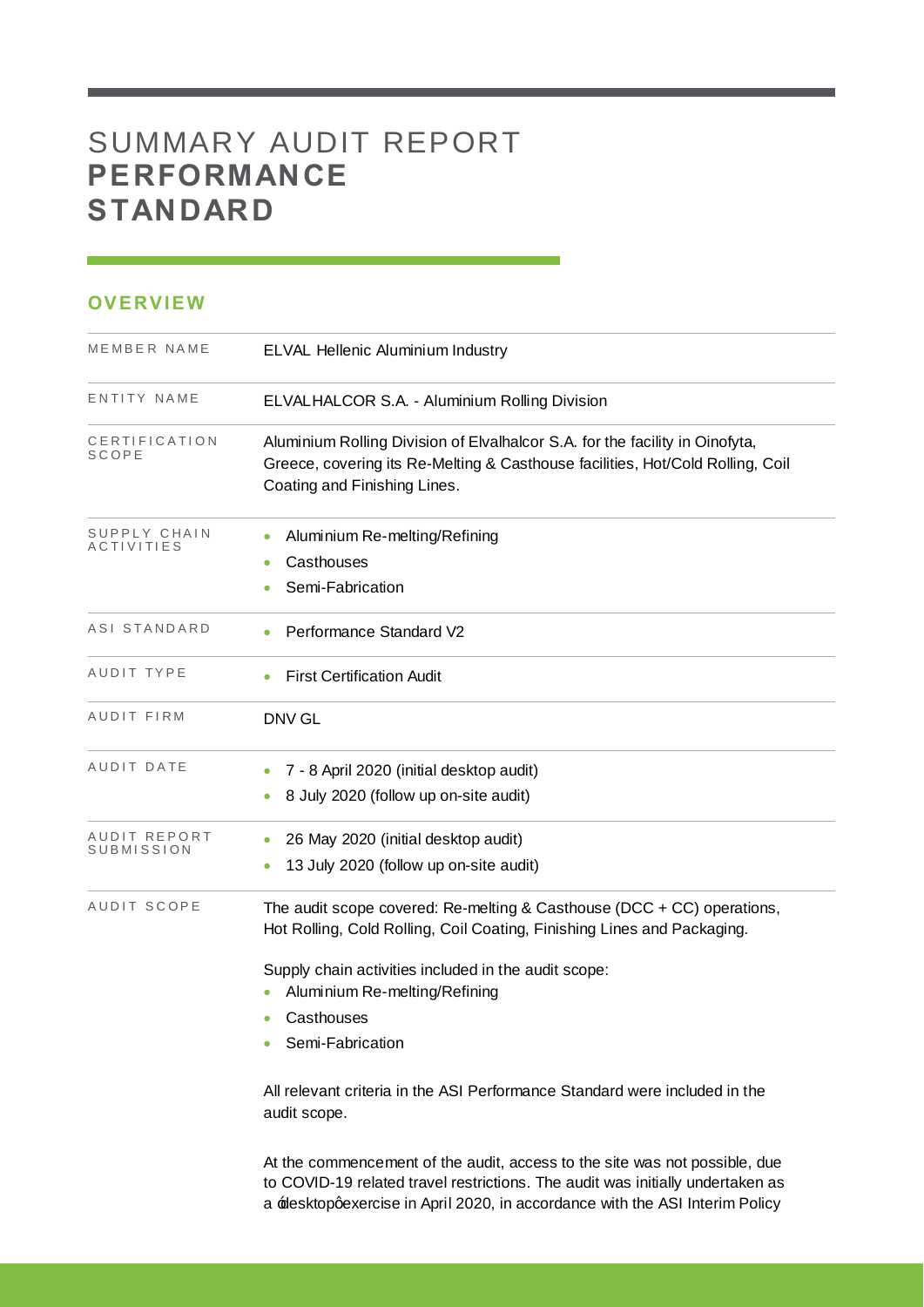# SUMMARY AUDIT REPORT **PERFORMANCE STANDARD**

## OVERVIEW

| MEMBER NAME | ELVAL Hellenic Aluminium Industry |
|---|---|
| ENTITY NAME | ELVALHALCOR S.A. - Aluminium Rolling Division |
| CERTIFICATION SCOPE | Aluminium Rolling Division of Elvalhalcor S.A. for the facility in Oinofyta, Greece, covering its Re-Melting & Casthouse facilities, Hot/Cold Rolling, Coil Coating and Finishing Lines. |
| SUPPLY CHAIN ACTIVITIES | • Aluminium Re-melting/Refining<br>• Casthouses<br>• Semi-Fabrication |
| ASI STANDARD | • Performance Standard V2 |
| AUDIT TYPE | • First Certification Audit |
| AUDIT FIRM | DNV GL |
| AUDIT DATE | • 7 - 8 April 2020 (initial desktop audit)<br>• 8 July 2020 (follow up on-site audit) |
| AUDIT REPORT SUBMISSION | • 26 May 2020 (initial desktop audit)<br>• 13 July 2020 (follow up on-site audit) |
| AUDIT SCOPE | The audit scope covered: Re-melting & Casthouse (DCC + CC) operations, Hot Rolling, Cold Rolling, Coil Coating, Finishing Lines and Packaging.<br><br>Supply chain activities included in the audit scope:<br>• Aluminium Re-melting/Refining<br>• Casthouses<br>• Semi-Fabrication<br><br>All relevant criteria in the ASI Performance Standard were included in the audit scope.<br><br>At the commencement of the audit, access to the site was not possible, due to COVID-19 related travel restrictions. The audit was initially undertaken as a ‘desktop’ exercise in April 2020, in accordance with the ASI Interim Policy |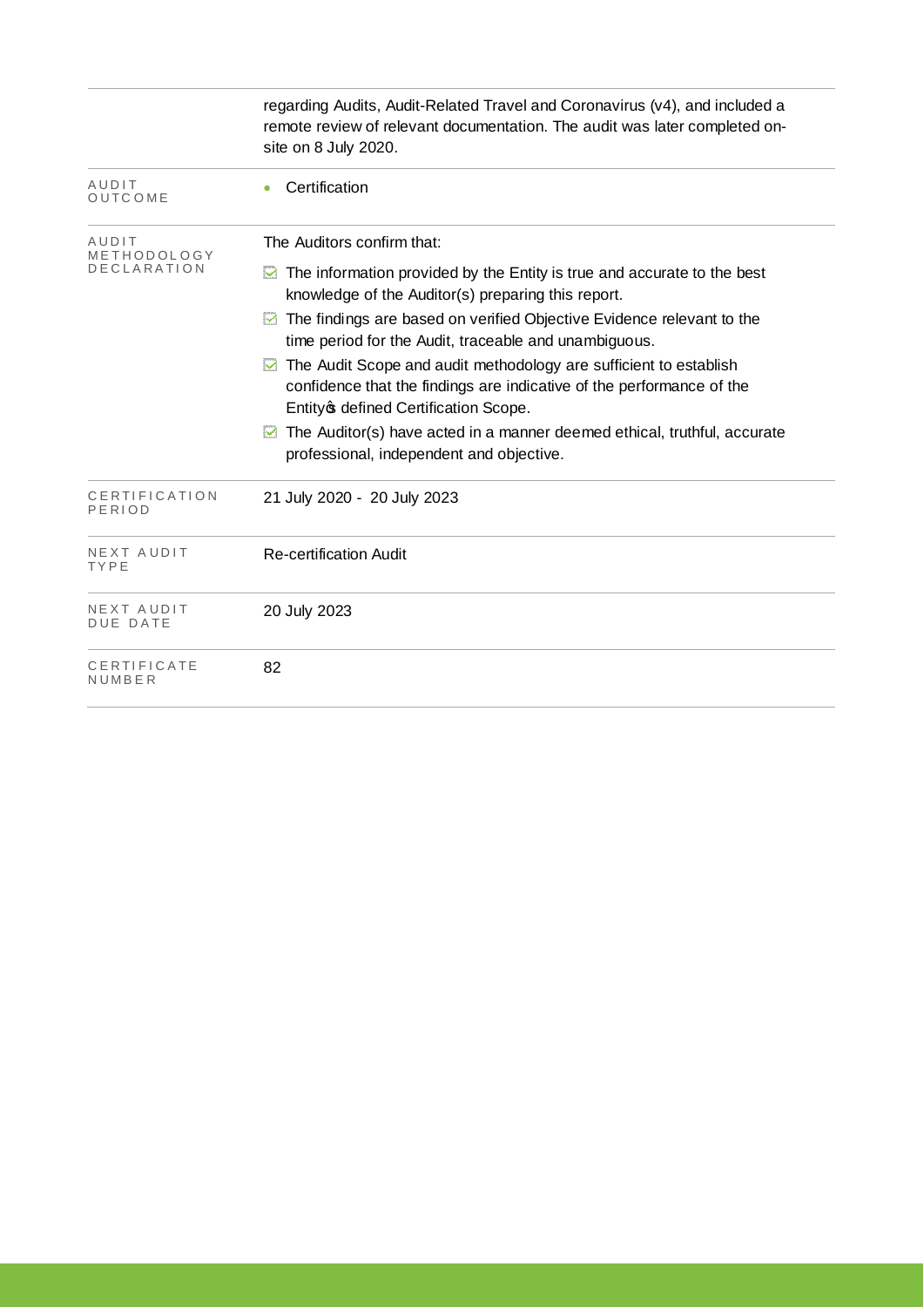| | |
|---|---|
| | regarding Audits, Audit-Related Travel and Coronavirus (v4), and included a remote review of relevant documentation. The audit was later completed on-site on 8 July 2020. |
| AUDIT OUTCOME | • Certification |
| AUDIT METHODOLOGY DECLARATION | The Auditors confirm that:<br>☑ The information provided by the Entity is true and accurate to the best knowledge of the Auditor(s) preparing this report.<br>☑ The findings are based on verified Objective Evidence relevant to the time period for the Audit, traceable and unambiguous.<br>☑ The Audit Scope and audit methodology are sufficient to establish confidence that the findings are indicative of the performance of the Entity's defined Certification Scope.<br>☑ The Auditor(s) have acted in a manner deemed ethical, truthful, accurate professional, independent and objective. |
| CERTIFICATION PERIOD | 21 July 2020 - 20 July 2023 |
| NEXT AUDIT TYPE | Re-certification Audit |
| NEXT AUDIT DUE DATE | 20 July 2023 |
| CERTIFICATE NUMBER | 82 |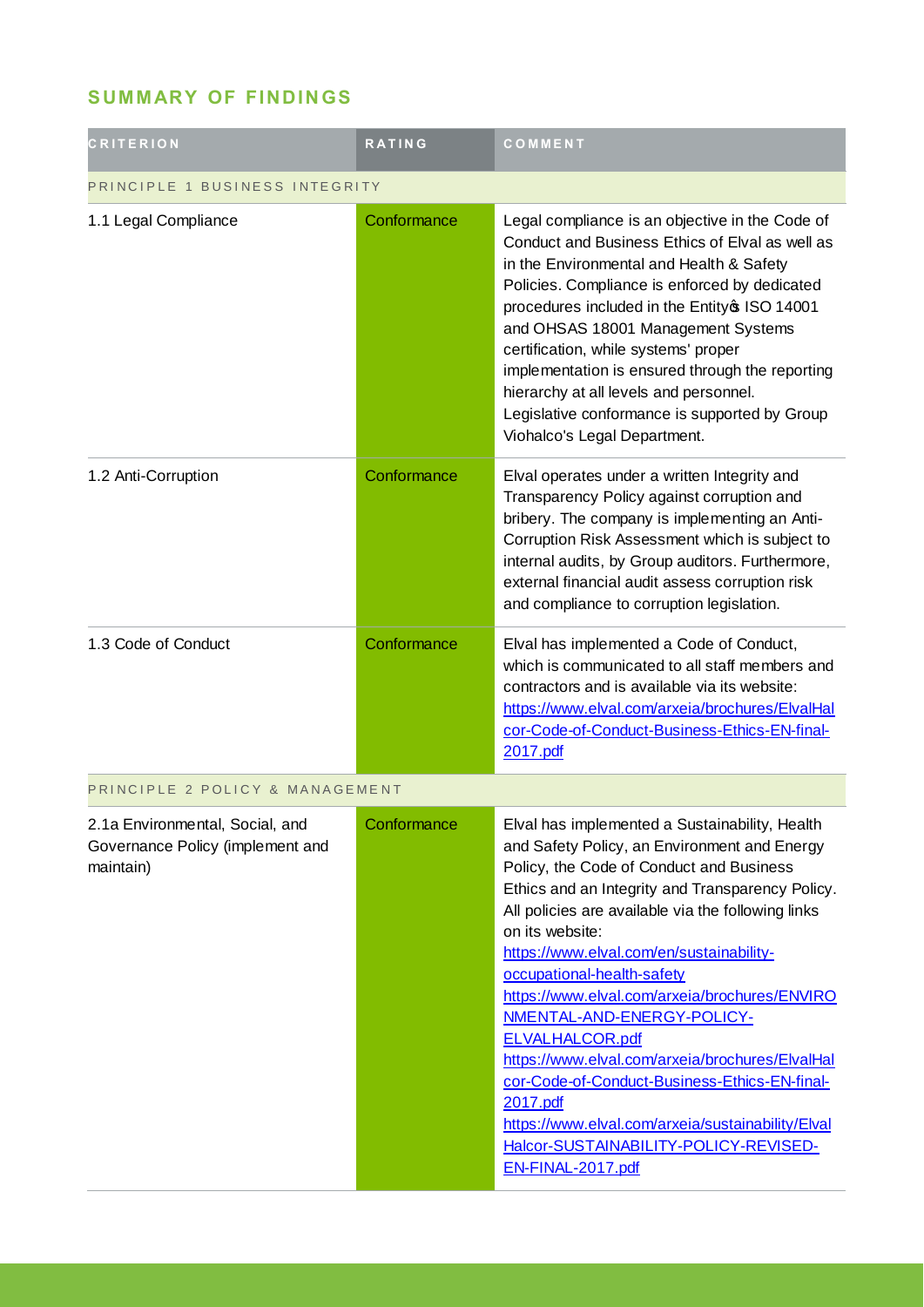## SUMMARY OF FINDINGS

| CRITERION | RATING | COMMENT |
|---|---|---|
| PRINCIPLE 1 BUSINESS INTEGRITY | | |
| 1.1 Legal Compliance | Conformance | Legal compliance is an objective in the Code of Conduct and Business Ethics of Elval as well as in the Environmental and Health & Safety Policies. Compliance is enforced by dedicated procedures included in the Entity's ISO 14001 and OHSAS 18001 Management Systems certification, while systems' proper implementation is ensured through the reporting hierarchy at all levels and personnel. Legislative conformance is supported by Group Viohalco's Legal Department. |
| 1.2 Anti-Corruption | Conformance | Elval operates under a written Integrity and Transparency Policy against corruption and bribery. The company is implementing an Anti-Corruption Risk Assessment which is subject to internal audits, by Group auditors. Furthermore, external financial audit assess corruption risk and compliance to corruption legislation. |
| 1.3 Code of Conduct | Conformance | Elval has implemented a Code of Conduct, which is communicated to all staff members and contractors and is available via its website: https://www.elval.com/arxeia/brochures/ElvalHalcor-Code-of-Conduct-Business-Ethics-EN-final-2017.pdf |
| PRINCIPLE 2 POLICY & MANAGEMENT | | |
| 2.1a Environmental, Social, and Governance Policy (implement and maintain) | Conformance | Elval has implemented a Sustainability, Health and Safety Policy, an Environment and Energy Policy, the Code of Conduct and Business Ethics and an Integrity and Transparency Policy. All policies are available via the following links on its website: https://www.elval.com/en/sustainability-occupational-health-safety https://www.elval.com/arxeia/brochures/ENVIRONMENTAL-AND-ENERGY-POLICY-ELVALHALCOR.pdf https://www.elval.com/arxeia/brochures/ElvalHalcor-Code-of-Conduct-Business-Ethics-EN-final-2017.pdf https://www.elval.com/arxeia/sustainability/ElvalHalcor-SUSTAINABILITY-POLICY-REVISED-EN-FINAL-2017.pdf |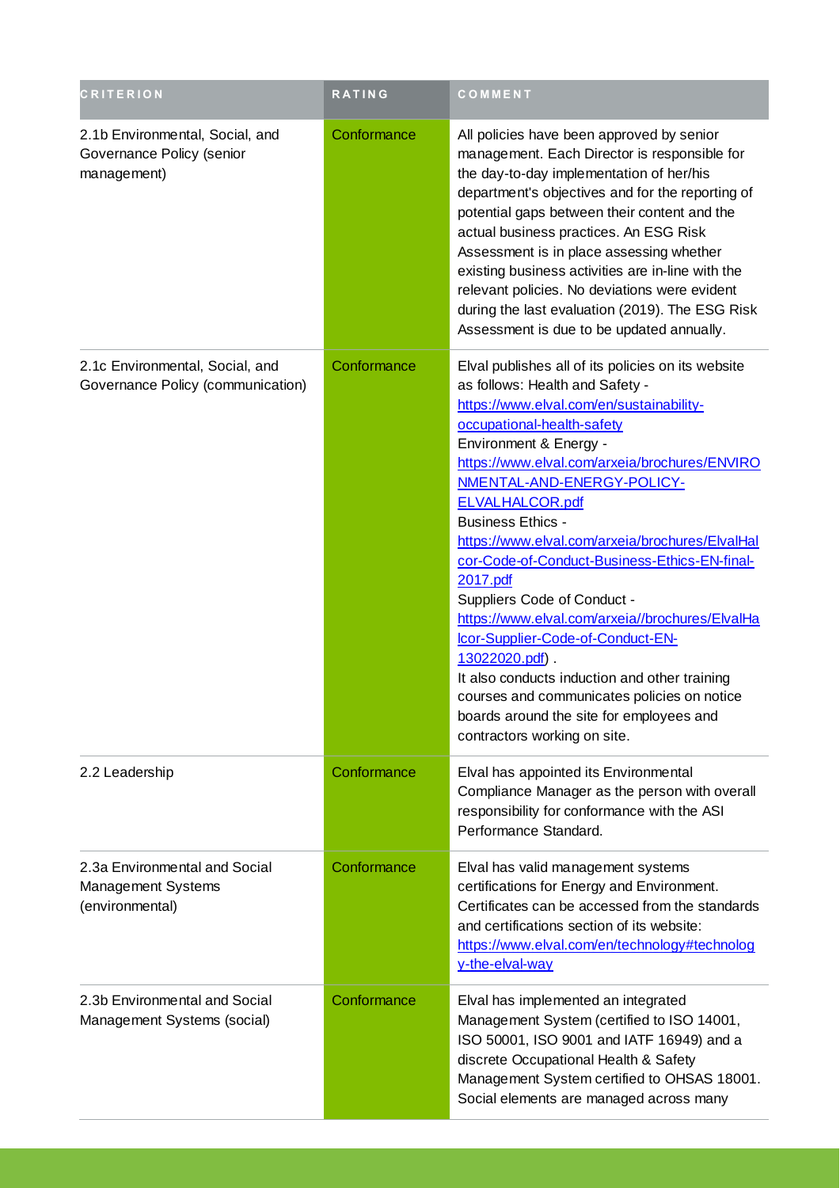| CRITERION | RATING | COMMENT |
| --- | --- | --- |
| 2.1b Environmental, Social, and Governance Policy (senior management) | Conformance | All policies have been approved by senior management. Each Director is responsible for the day-to-day implementation of her/his department's objectives and for the reporting of potential gaps between their content and the actual business practices. An ESG Risk Assessment is in place assessing whether existing business activities are in-line with the relevant policies. No deviations were evident during the last evaluation (2019). The ESG Risk Assessment is due to be updated annually. |
| 2.1c Environmental, Social, and Governance Policy (communication) | Conformance | Elval publishes all of its policies on its website as follows: Health and Safety - https://www.elval.com/en/sustainability-occupational-health-safety Environment & Energy - https://www.elval.com/arxeia/brochures/ENVIRONMENTAL-AND-ENERGY-POLICY-ELVALHALCOR.pdf Business Ethics - https://www.elval.com/arxeia/brochures/ElvalHalcor-Code-of-Conduct-Business-Ethics-EN-final-2017.pdf Suppliers Code of Conduct - https://www.elval.com/arxeia//brochures/ElvalHalcor-Supplier-Code-of-Conduct-EN-13022020.pdf) . It also conducts induction and other training courses and communicates policies on notice boards around the site for employees and contractors working on site. |
| 2.2 Leadership | Conformance | Elval has appointed its Environmental Compliance Manager as the person with overall responsibility for conformance with the ASI Performance Standard. |
| 2.3a Environmental and Social Management Systems (environmental) | Conformance | Elval has valid management systems certifications for Energy and Environment. Certificates can be accessed from the standards and certifications section of its website: https://www.elval.com/en/technology#technology-the-elval-way |
| 2.3b Environmental and Social Management Systems (social) | Conformance | Elval has implemented an integrated Management System (certified to ISO 14001, ISO 50001, ISO 9001 and IATF 16949) and a discrete Occupational Health & Safety Management System certified to OHSAS 18001. Social elements are managed across many |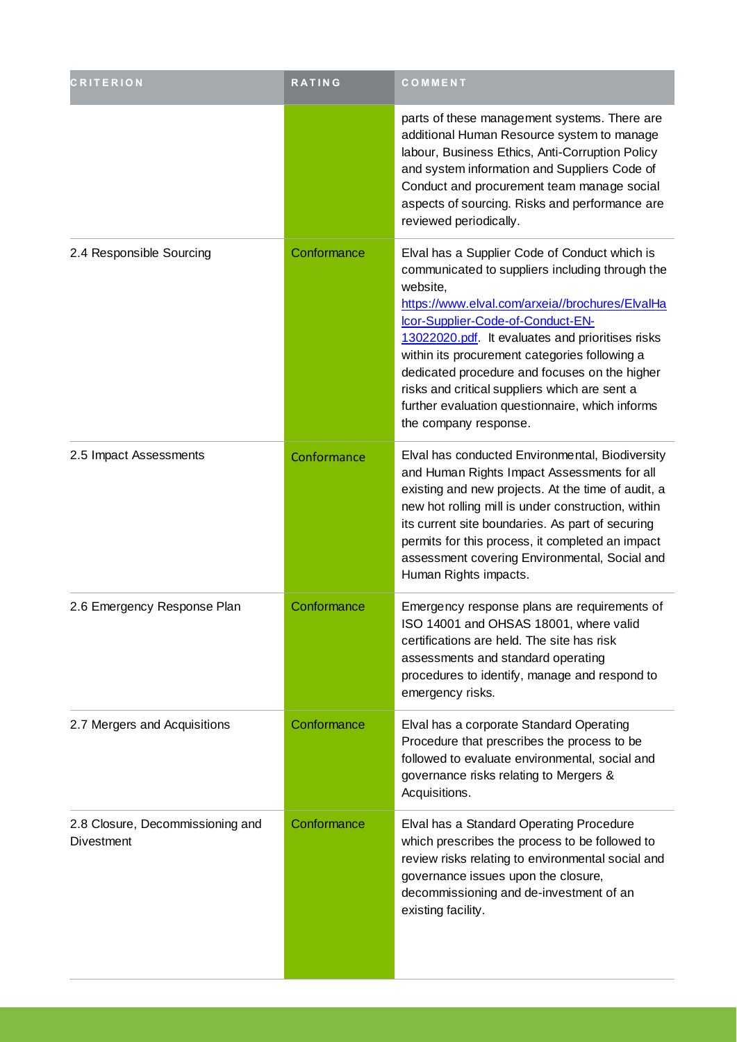| CRITERION | RATING | COMMENT |
| --- | --- | --- |
| | | parts of these management systems. There are additional Human Resource system to manage labour, Business Ethics, Anti-Corruption Policy and system information and Suppliers Code of Conduct and procurement team manage social aspects of sourcing. Risks and performance are reviewed periodically. |
| 2.4 Responsible Sourcing | Conformance | Elval has a Supplier Code of Conduct which is communicated to suppliers including through the website, https://www.elval.com/arxeia//brochures/ElvalHalcor-Supplier-Code-of-Conduct-EN-13022020.pdf. It evaluates and prioritises risks within its procurement categories following a dedicated procedure and focuses on the higher risks and critical suppliers which are sent a further evaluation questionnaire, which informs the company response. |
| 2.5 Impact Assessments | Conformance | Elval has conducted Environmental, Biodiversity and Human Rights Impact Assessments for all existing and new projects. At the time of audit, a new hot rolling mill is under construction, within its current site boundaries. As part of securing permits for this process, it completed an impact assessment covering Environmental, Social and Human Rights impacts. |
| 2.6 Emergency Response Plan | Conformance | Emergency response plans are requirements of ISO 14001 and OHSAS 18001, where valid certifications are held. The site has risk assessments and standard operating procedures to identify, manage and respond to emergency risks. |
| 2.7 Mergers and Acquisitions | Conformance | Elval has a corporate Standard Operating Procedure that prescribes the process to be followed to evaluate environmental, social and governance risks relating to Mergers & Acquisitions. |
| 2.8 Closure, Decommissioning and Divestment | Conformance | Elval has a Standard Operating Procedure which prescribes the process to be followed to review risks relating to environmental social and governance issues upon the closure, decommissioning and de-investment of an existing facility. |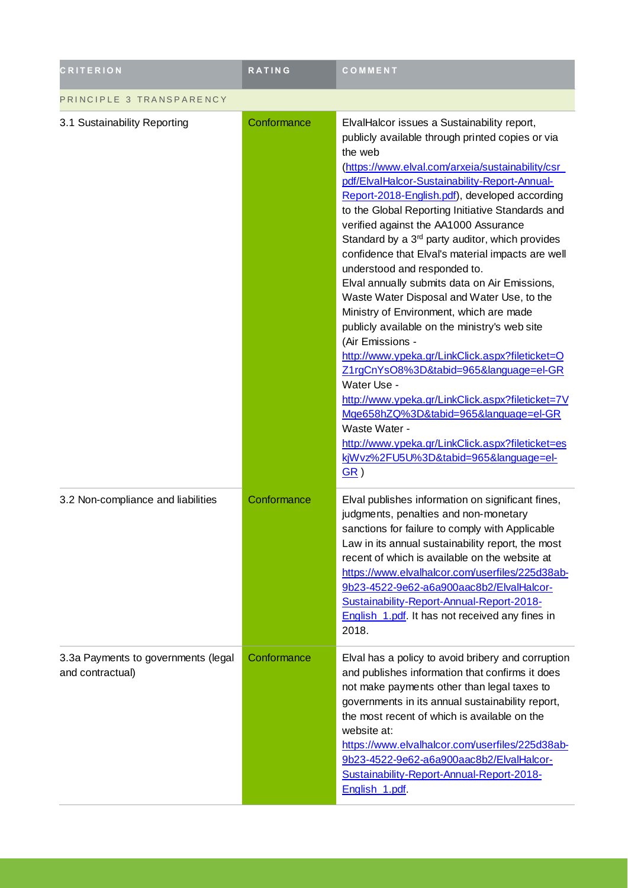| CRITERION | RATING | COMMENT |
| --- | --- | --- |
| PRINCIPLE 3 TRANSPARENCY | | |
| 3.1 Sustainability Reporting | Conformance | ElvalHalcor issues a Sustainability report, publicly available through printed copies or via the web (https://www.elval.com/arxeia/sustainability/csr_pdf/ElvalHalcor-Sustainability-Report-Annual-Report-2018-English.pdf), developed according to the Global Reporting Initiative Standards and verified against the AA1000 Assurance Standard by a 3rd party auditor, which provides confidence that Elval's material impacts are well understood and responded to.<br>Elval annually submits data on Air Emissions, Waste Water Disposal and Water Use, to the Ministry of Environment, which are made publicly available on the ministry's web site (Air Emissions - http://www.ypeka.gr/LinkClick.aspx?fileticket=OZ1rgCnYsO8%3D&tabid=965&language=el-GR Water Use - http://www.ypeka.gr/LinkClick.aspx?fileticket=7VMqe658hZQ%3D&tabid=965&language=el-GR Waste Water - http://www.ypeka.gr/LinkClick.aspx?fileticket=eskjWvz%2FU5U%3D&tabid=965&language=el-GR ) |
| 3.2 Non-compliance and liabilities | Conformance | Elval publishes information on significant fines, judgments, penalties and non-monetary sanctions for failure to comply with Applicable Law in its annual sustainability report, the most recent of which is available on the website at https://www.elvalhalcor.com/userfiles/225d38ab-9b23-4522-9e62-a6a900aac8b2/ElvalHalcor-Sustainability-Report-Annual-Report-2018-English_1.pdf. It has not received any fines in 2018. |
| 3.3a Payments to governments (legal and contractual) | Conformance | Elval has a policy to avoid bribery and corruption and publishes information that confirms it does not make payments other than legal taxes to governments in its annual sustainability report, the most recent of which is available on the website at: https://www.elvalhalcor.com/userfiles/225d38ab-9b23-4522-9e62-a6a900aac8b2/ElvalHalcor-Sustainability-Report-Annual-Report-2018-English_1.pdf. |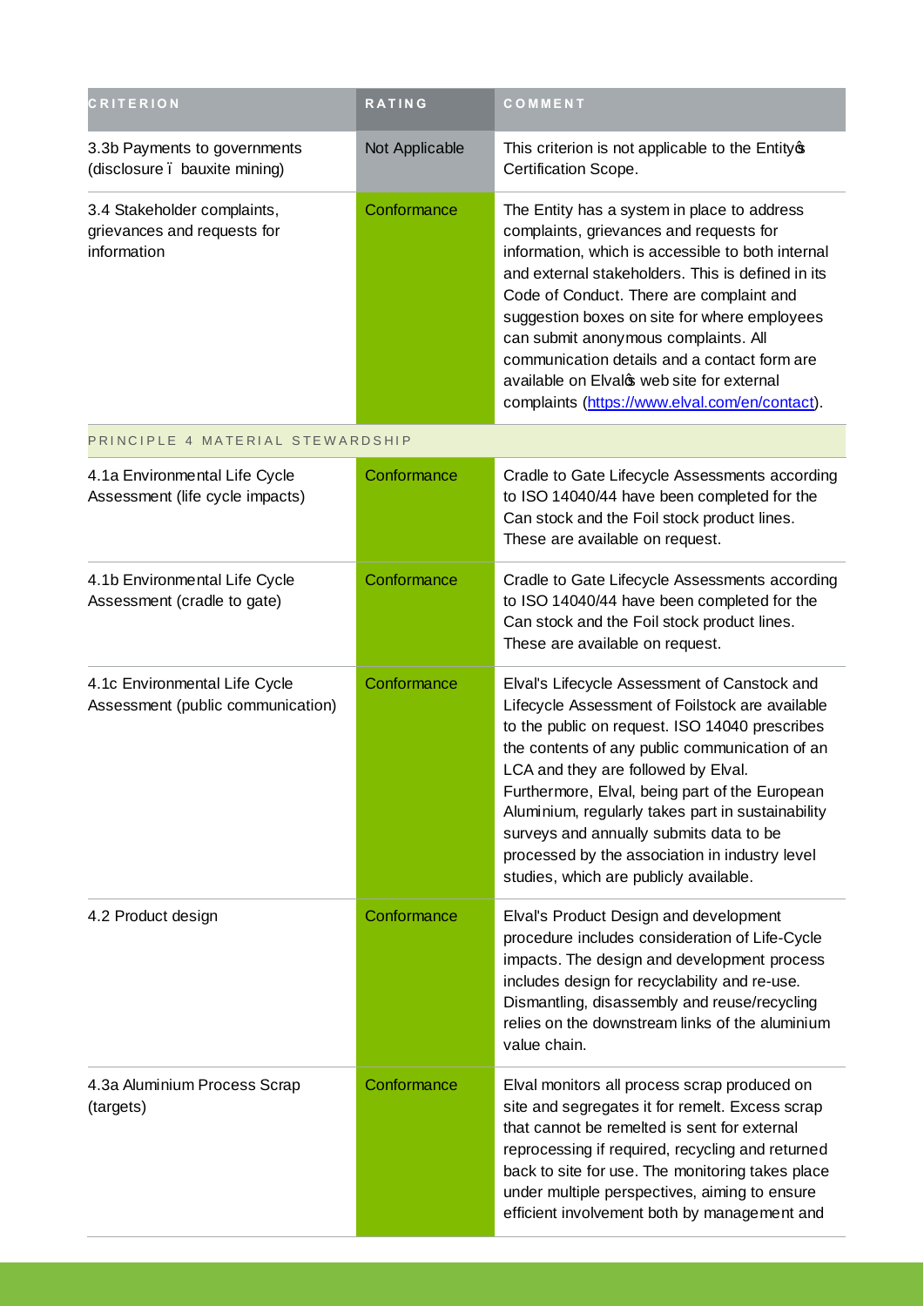| CRITERION | RATING | COMMENT |
|---|---|---|
| 3.3b Payments to governments (disclosure – bauxite mining) | Not Applicable | This criterion is not applicable to the Entity's Certification Scope. |
| 3.4 Stakeholder complaints, grievances and requests for information | Conformance | The Entity has a system in place to address complaints, grievances and requests for information, which is accessible to both internal and external stakeholders. This is defined in its Code of Conduct. There are complaint and suggestion boxes on site for where employees can submit anonymous complaints. All communication details and a contact form are available on Elval's web site for external complaints (https://www.elval.com/en/contact). |
| PRINCIPLE 4 MATERIAL STEWARDSHIP | | |
| 4.1a Environmental Life Cycle Assessment (life cycle impacts) | Conformance | Cradle to Gate Lifecycle Assessments according to ISO 14040/44 have been completed for the Can stock and the Foil stock product lines. These are available on request. |
| 4.1b Environmental Life Cycle Assessment (cradle to gate) | Conformance | Cradle to Gate Lifecycle Assessments according to ISO 14040/44 have been completed for the Can stock and the Foil stock product lines. These are available on request. |
| 4.1c Environmental Life Cycle Assessment (public communication) | Conformance | Elval's Lifecycle Assessment of Canstock and Lifecycle Assessment of Foilstock are available to the public on request. ISO 14040 prescribes the contents of any public communication of an LCA and they are followed by Elval. Furthermore, Elval, being part of the European Aluminium, regularly takes part in sustainability surveys and annually submits data to be processed by the association in industry level studies, which are publicly available. |
| 4.2 Product design | Conformance | Elval's Product Design and development procedure includes consideration of Life-Cycle impacts. The design and development process includes design for recyclability and re-use. Dismantling, disassembly and reuse/recycling relies on the downstream links of the aluminium value chain. |
| 4.3a Aluminium Process Scrap (targets) | Conformance | Elval monitors all process scrap produced on site and segregates it for remelt. Excess scrap that cannot be remelted is sent for external reprocessing if required, recycling and returned back to site for use. The monitoring takes place under multiple perspectives, aiming to ensure efficient involvement both by management and |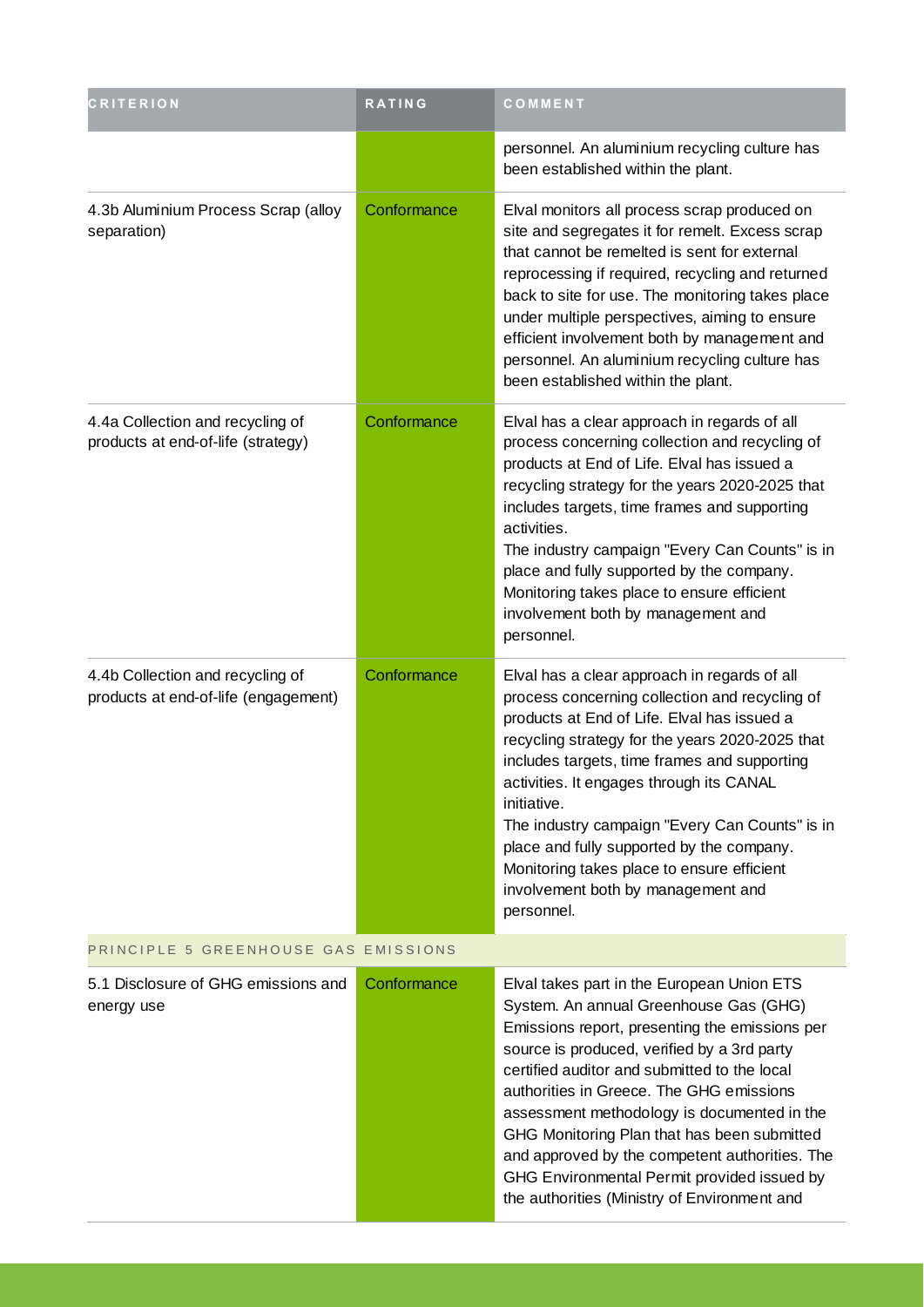| CRITERION | RATING | COMMENT |
| --- | --- | --- |
| | | personnel. An aluminium recycling culture has been established within the plant. |
| 4.3b Aluminium Process Scrap (alloy separation) | Conformance | Elval monitors all process scrap produced on site and segregates it for remelt. Excess scrap that cannot be remelted is sent for external reprocessing if required, recycling and returned back to site for use. The monitoring takes place under multiple perspectives, aiming to ensure efficient involvement both by management and personnel. An aluminium recycling culture has been established within the plant. |
| 4.4a Collection and recycling of products at end-of-life (strategy) | Conformance | Elval has a clear approach in regards of all process concerning collection and recycling of products at End of Life. Elval has issued a recycling strategy for the years 2020-2025 that includes targets, time frames and supporting activities.<br>The industry campaign "Every Can Counts" is in place and fully supported by the company. Monitoring takes place to ensure efficient involvement both by management and personnel. |
| 4.4b Collection and recycling of products at end-of-life (engagement) | Conformance | Elval has a clear approach in regards of all process concerning collection and recycling of products at End of Life. Elval has issued a recycling strategy for the years 2020-2025 that includes targets, time frames and supporting activities. It engages through its CANAL initiative.<br>The industry campaign "Every Can Counts" is in place and fully supported by the company. Monitoring takes place to ensure efficient involvement both by management and personnel. |
| PRINCIPLE 5 GREENHOUSE GAS EMISSIONS | | |
| 5.1 Disclosure of GHG emissions and energy use | Conformance | Elval takes part in the European Union ETS System. An annual Greenhouse Gas (GHG) Emissions report, presenting the emissions per source is produced, verified by a 3rd party certified auditor and submitted to the local authorities in Greece. The GHG emissions assessment methodology is documented in the GHG Monitoring Plan that has been submitted and approved by the competent authorities. The GHG Environmental Permit provided issued by the authorities (Ministry of Environment and |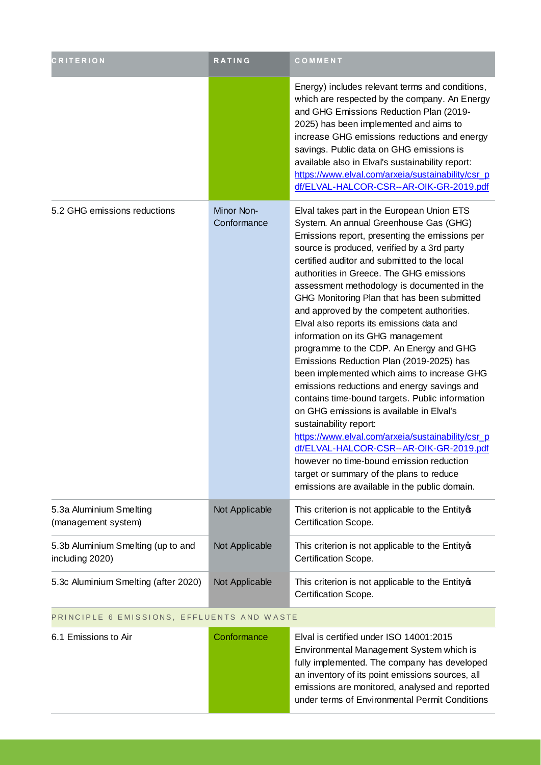| CRITERION | RATING | COMMENT |
| --- | --- | --- |
| | | Energy) includes relevant terms and conditions, which are respected by the company. An Energy and GHG Emissions Reduction Plan (2019-2025) has been implemented and aims to increase GHG emissions reductions and energy savings. Public data on GHG emissions is available also in Elval's sustainability report: https://www.elval.com/arxeia/sustainability/csr_pdf/ELVAL-HALCOR-CSR--AR-OIK-GR-2019.pdf |
| 5.2 GHG emissions reductions | Minor Non-Conformance | Elval takes part in the European Union ETS System. An annual Greenhouse Gas (GHG) Emissions report, presenting the emissions per source is produced, verified by a 3rd party certified auditor and submitted to the local authorities in Greece. The GHG emissions assessment methodology is documented in the GHG Monitoring Plan that has been submitted and approved by the competent authorities. Elval also reports its emissions data and information on its GHG management programme to the CDP. An Energy and GHG Emissions Reduction Plan (2019-2025) has been implemented which aims to increase GHG emissions reductions and energy savings and contains time-bound targets. Public information on GHG emissions is available in Elval's sustainability report: https://www.elval.com/arxeia/sustainability/csr_pdf/ELVAL-HALCOR-CSR--AR-OIK-GR-2019.pdf however no time-bound emission reduction target or summary of the plans to reduce emissions are available in the public domain. |
| 5.3a Aluminium Smelting (management system) | Not Applicable | This criterion is not applicable to the Entity's Certification Scope. |
| 5.3b Aluminium Smelting (up to and including 2020) | Not Applicable | This criterion is not applicable to the Entity's Certification Scope. |
| 5.3c Aluminium Smelting (after 2020) | Not Applicable | This criterion is not applicable to the Entity's Certification Scope. |
| PRINCIPLE 6 EMISSIONS, EFFLUENTS AND WASTE | | |
| 6.1 Emissions to Air | Conformance | Elval is certified under ISO 14001:2015 Environmental Management System which is fully implemented. The company has developed an inventory of its point emissions sources, all emissions are monitored, analysed and reported under terms of Environmental Permit Conditions |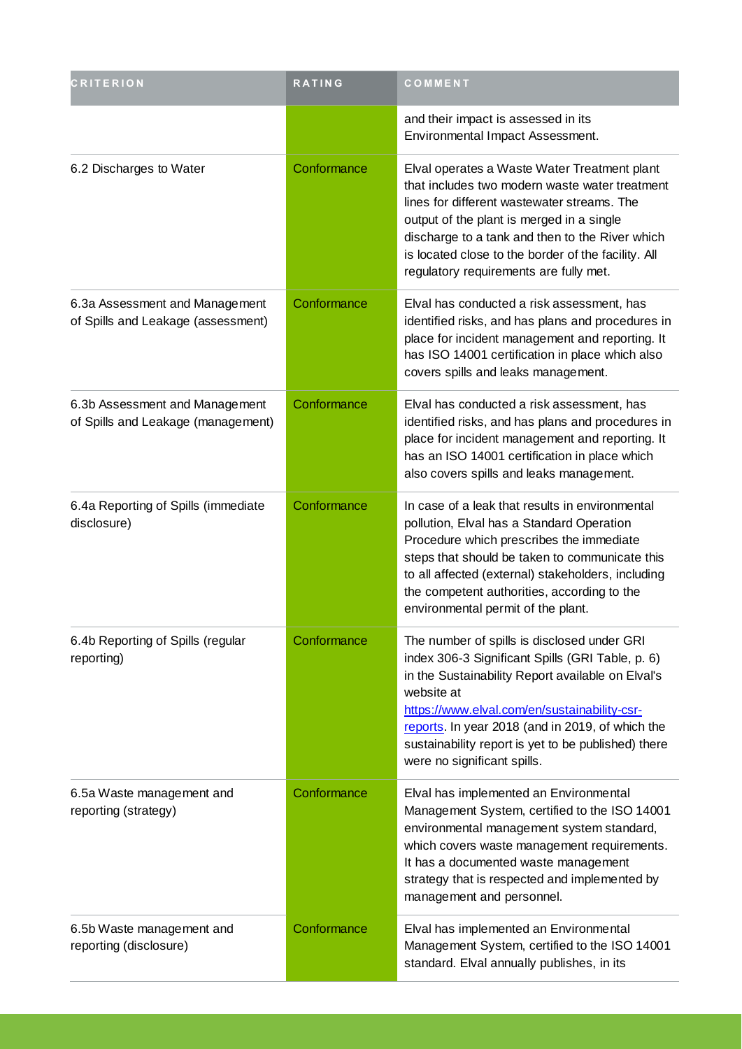| CRITERION | RATING | COMMENT |
| --- | --- | --- |
| | | and their impact is assessed in its Environmental Impact Assessment. |
| 6.2 Discharges to Water | Conformance | Elval operates a Waste Water Treatment plant that includes two modern waste water treatment lines for different wastewater streams. The output of the plant is merged in a single discharge to a tank and then to the River which is located close to the border of the facility. All regulatory requirements are fully met. |
| 6.3a Assessment and Management of Spills and Leakage (assessment) | Conformance | Elval has conducted a risk assessment, has identified risks, and has plans and procedures in place for incident management and reporting. It has ISO 14001 certification in place which also covers spills and leaks management. |
| 6.3b Assessment and Management of Spills and Leakage (management) | Conformance | Elval has conducted a risk assessment, has identified risks, and has plans and procedures in place for incident management and reporting. It has an ISO 14001 certification in place which also covers spills and leaks management. |
| 6.4a Reporting of Spills (immediate disclosure) | Conformance | In case of a leak that results in environmental pollution, Elval has a Standard Operation Procedure which prescribes the immediate steps that should be taken to communicate this to all affected (external) stakeholders, including the competent authorities, according to the environmental permit of the plant. |
| 6.4b Reporting of Spills (regular reporting) | Conformance | The number of spills is disclosed under GRI index 306-3 Significant Spills (GRI Table, p. 6) in the Sustainability Report available on Elval's website at [https://www.elval.com/en/sustainability-csr-reports](https://www.elval.com/en/sustainability-csr-reports). In year 2018 (and in 2019, of which the sustainability report is yet to be published) there were no significant spills. |
| 6.5a Waste management and reporting (strategy) | Conformance | Elval has implemented an Environmental Management System, certified to the ISO 14001 environmental management system standard, which covers waste management requirements. It has a documented waste management strategy that is respected and implemented by management and personnel. |
| 6.5b Waste management and reporting (disclosure) | Conformance | Elval has implemented an Environmental Management System, certified to the ISO 14001 standard. Elval annually publishes, in its |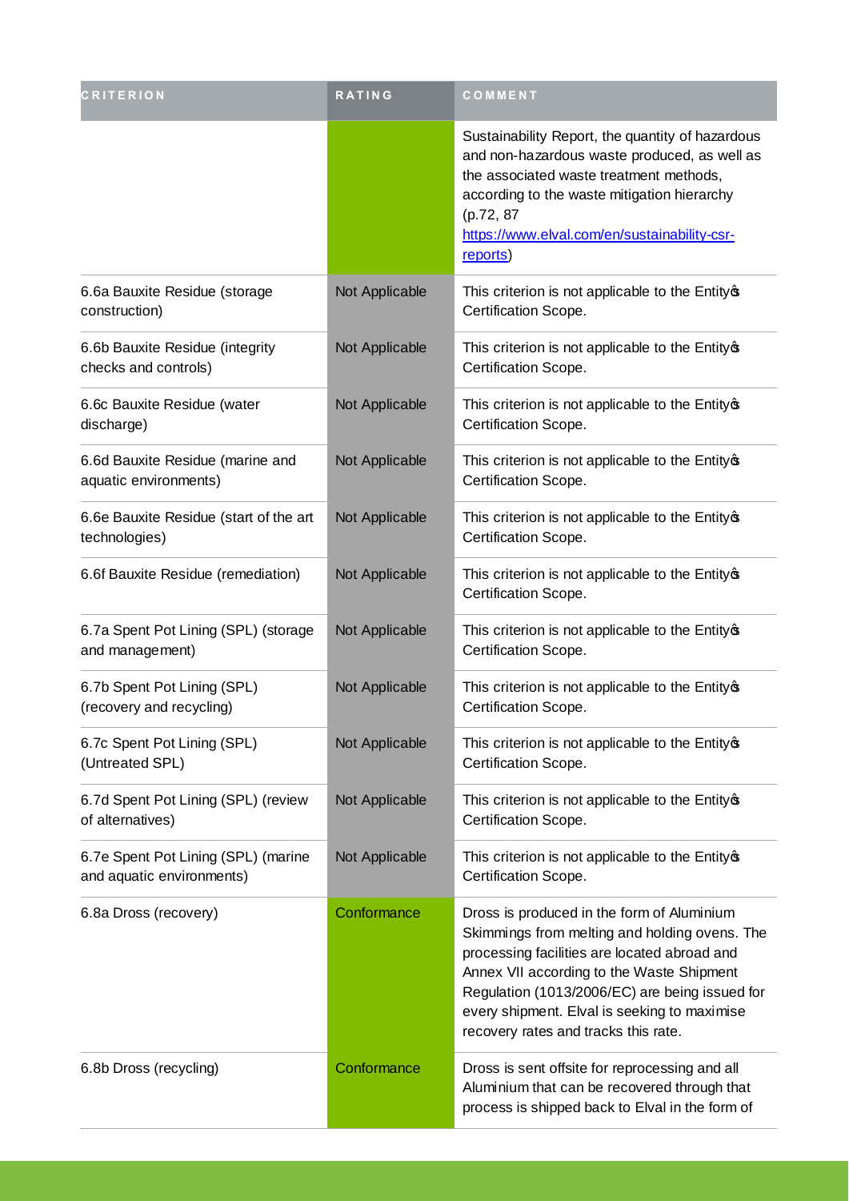| CRITERION | RATING | COMMENT |
| --- | --- | --- |
| | | Sustainability Report, the quantity of hazardous and non-hazardous waste produced, as well as the associated waste treatment methods, according to the waste mitigation hierarchy (p.72, 87 [https://www.elval.com/en/sustainability-csr-reports](https://www.elval.com/en/sustainability-csr-reports)) |
| 6.6a Bauxite Residue (storage construction) | Not Applicable | This criterion is not applicable to the Entity's Certification Scope. |
| 6.6b Bauxite Residue (integrity checks and controls) | Not Applicable | This criterion is not applicable to the Entity's Certification Scope. |
| 6.6c Bauxite Residue (water discharge) | Not Applicable | This criterion is not applicable to the Entity's Certification Scope. |
| 6.6d Bauxite Residue (marine and aquatic environments) | Not Applicable | This criterion is not applicable to the Entity's Certification Scope. |
| 6.6e Bauxite Residue (start of the art technologies) | Not Applicable | This criterion is not applicable to the Entity's Certification Scope. |
| 6.6f Bauxite Residue (remediation) | Not Applicable | This criterion is not applicable to the Entity's Certification Scope. |
| 6.7a Spent Pot Lining (SPL) (storage and management) | Not Applicable | This criterion is not applicable to the Entity's Certification Scope. |
| 6.7b Spent Pot Lining (SPL) (recovery and recycling) | Not Applicable | This criterion is not applicable to the Entity's Certification Scope. |
| 6.7c Spent Pot Lining (SPL) (Untreated SPL) | Not Applicable | This criterion is not applicable to the Entity's Certification Scope. |
| 6.7d Spent Pot Lining (SPL) (review of alternatives) | Not Applicable | This criterion is not applicable to the Entity's Certification Scope. |
| 6.7e Spent Pot Lining (SPL) (marine and aquatic environments) | Not Applicable | This criterion is not applicable to the Entity's Certification Scope. |
| 6.8a Dross (recovery) | Conformance | Dross is produced in the form of Aluminium Skimmings from melting and holding ovens. The processing facilities are located abroad and Annex VII according to the Waste Shipment Regulation (1013/2006/EC) are being issued for every shipment. Elval is seeking to maximise recovery rates and tracks this rate. |
| 6.8b Dross (recycling) | Conformance | Dross is sent offsite for reprocessing and all Aluminium that can be recovered through that process is shipped back to Elval in the form of |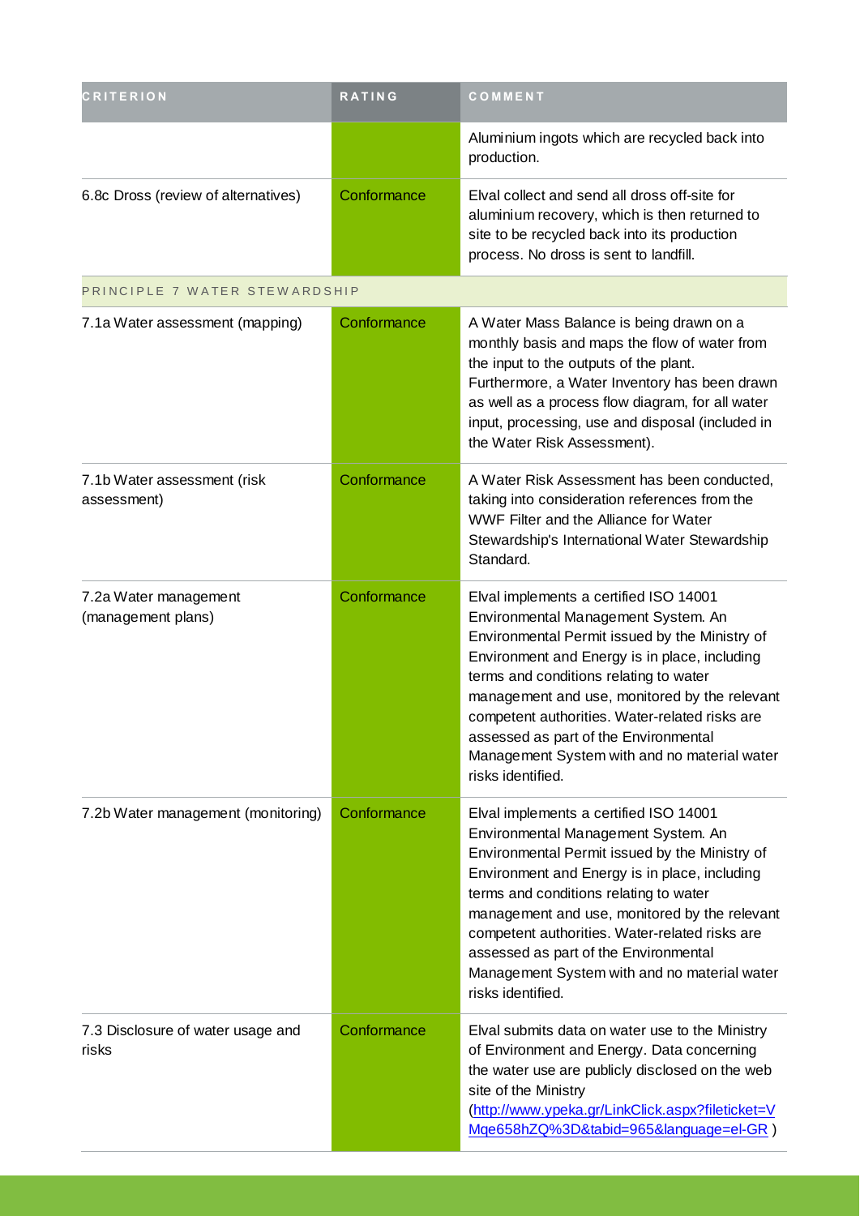| CRITERION | RATING | COMMENT |
| --- | --- | --- |
| | | Aluminium ingots which are recycled back into production. |
| 6.8c Dross (review of alternatives) | Conformance | Elval collect and send all dross off-site for aluminium recovery, which is then returned to site to be recycled back into its production process. No dross is sent to landfill. |
| PRINCIPLE 7 WATER STEWARDSHIP | | |
| 7.1a Water assessment (mapping) | Conformance | A Water Mass Balance is being drawn on a monthly basis and maps the flow of water from the input to the outputs of the plant. Furthermore, a Water Inventory has been drawn as well as a process flow diagram, for all water input, processing, use and disposal (included in the Water Risk Assessment). |
| 7.1b Water assessment (risk assessment) | Conformance | A Water Risk Assessment has been conducted, taking into consideration references from the WWF Filter and the Alliance for Water Stewardship's International Water Stewardship Standard. |
| 7.2a Water management (management plans) | Conformance | Elval implements a certified ISO 14001 Environmental Management System. An Environmental Permit issued by the Ministry of Environment and Energy is in place, including terms and conditions relating to water management and use, monitored by the relevant competent authorities. Water-related risks are assessed as part of the Environmental Management System with and no material water risks identified. |
| 7.2b Water management (monitoring) | Conformance | Elval implements a certified ISO 14001 Environmental Management System. An Environmental Permit issued by the Ministry of Environment and Energy is in place, including terms and conditions relating to water management and use, monitored by the relevant competent authorities. Water-related risks are assessed as part of the Environmental Management System with and no material water risks identified. |
| 7.3 Disclosure of water usage and risks | Conformance | Elval submits data on water use to the Ministry of Environment and Energy. Data concerning the water use are publicly disclosed on the web site of the Ministry (http://www.ypeka.gr/LinkClick.aspx?fileticket=VMqe658hZQ%3D&tabid=965&language=el-GR ) |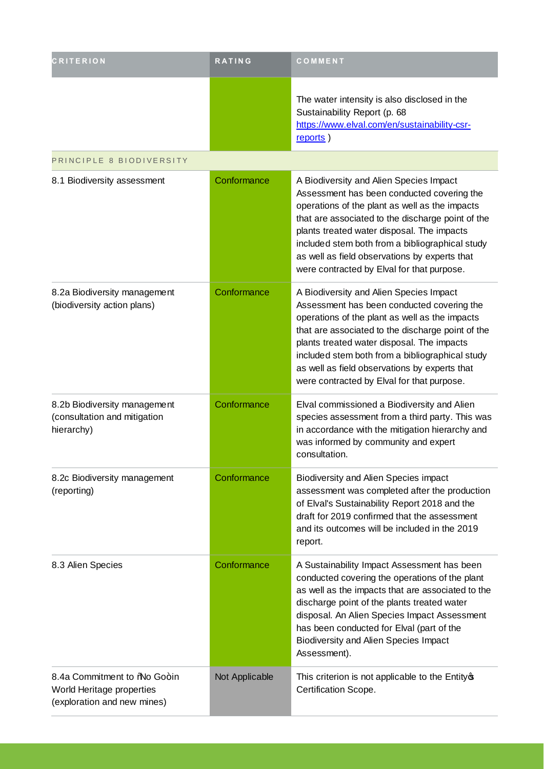| CRITERION | RATING | COMMENT |
| --- | --- | --- |
| | | The water intensity is also disclosed in the Sustainability Report (p. 68 https://www.elval.com/en/sustainability-csr-reports ) |
| PRINCIPLE 8 BIODIVERSITY | | |
| 8.1 Biodiversity assessment | Conformance | A Biodiversity and Alien Species Impact Assessment has been conducted covering the operations of the plant as well as the impacts that are associated to the discharge point of the plants treated water disposal. The impacts included stem both from a bibliographical study as well as field observations by experts that were contracted by Elval for that purpose. |
| 8.2a Biodiversity management (biodiversity action plans) | Conformance | A Biodiversity and Alien Species Impact Assessment has been conducted covering the operations of the plant as well as the impacts that are associated to the discharge point of the plants treated water disposal. The impacts included stem both from a bibliographical study as well as field observations by experts that were contracted by Elval for that purpose. |
| 8.2b Biodiversity management (consultation and mitigation hierarchy) | Conformance | Elval commissioned a Biodiversity and Alien species assessment from a third party. This was in accordance with the mitigation hierarchy and was informed by community and expert consultation. |
| 8.2c Biodiversity management (reporting) | Conformance | Biodiversity and Alien Species impact assessment was completed after the production of Elval's Sustainability Report 2018 and the draft for 2019 confirmed that the assessment and its outcomes will be included in the 2019 report. |
| 8.3 Alien Species | Conformance | A Sustainability Impact Assessment has been conducted covering the operations of the plant as well as the impacts that are associated to the discharge point of the plants treated water disposal. An Alien Species Impact Assessment has been conducted for Elval (part of the Biodiversity and Alien Species Impact Assessment). |
| 8.4a Commitment to "No Go" in World Heritage properties (exploration and new mines) | Not Applicable | This criterion is not applicable to the Entity's Certification Scope. |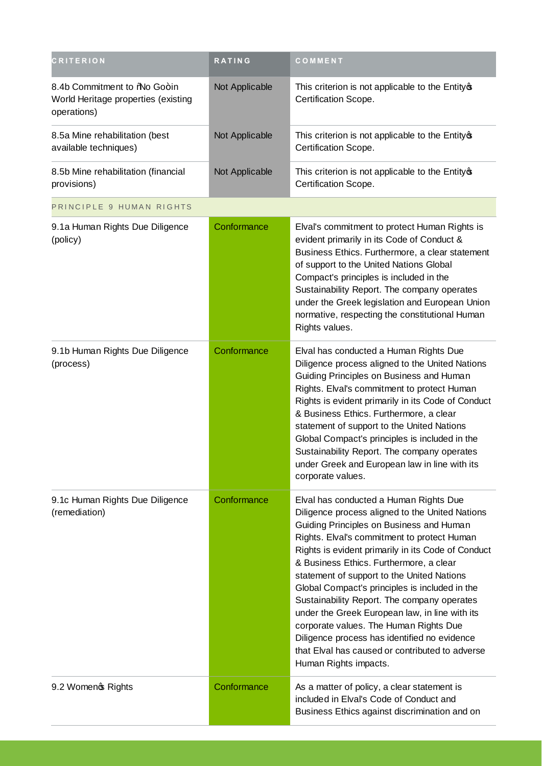| CRITERION | RATING | COMMENT |
| --- | --- | --- |
| 8.4b Commitment to "No Go" in World Heritage properties (existing operations) | Not Applicable | This criterion is not applicable to the Entity's Certification Scope. |
| 8.5a Mine rehabilitation (best available techniques) | Not Applicable | This criterion is not applicable to the Entity's Certification Scope. |
| 8.5b Mine rehabilitation (financial provisions) | Not Applicable | This criterion is not applicable to the Entity's Certification Scope. |
| PRINCIPLE 9 HUMAN RIGHTS | | |
| 9.1a Human Rights Due Diligence (policy) | Conformance | Elval's commitment to protect Human Rights is evident primarily in its Code of Conduct & Business Ethics. Furthermore, a clear statement of support to the United Nations Global Compact's principles is included in the Sustainability Report. The company operates under the Greek legislation and European Union normative, respecting the constitutional Human Rights values. |
| 9.1b Human Rights Due Diligence (process) | Conformance | Elval has conducted a Human Rights Due Diligence process aligned to the United Nations Guiding Principles on Business and Human Rights. Elval's commitment to protect Human Rights is evident primarily in its Code of Conduct & Business Ethics. Furthermore, a clear statement of support to the United Nations Global Compact's principles is included in the Sustainability Report. The company operates under Greek and European law in line with its corporate values. |
| 9.1c Human Rights Due Diligence (remediation) | Conformance | Elval has conducted a Human Rights Due Diligence process aligned to the United Nations Guiding Principles on Business and Human Rights. Elval's commitment to protect Human Rights is evident primarily in its Code of Conduct & Business Ethics. Furthermore, a clear statement of support to the United Nations Global Compact's principles is included in the Sustainability Report. The company operates under the Greek European law, in line with its corporate values. The Human Rights Due Diligence process has identified no evidence that Elval has caused or contributed to adverse Human Rights impacts. |
| 9.2 Women's Rights | Conformance | As a matter of policy, a clear statement is included in Elval's Code of Conduct and Business Ethics against discrimination and on |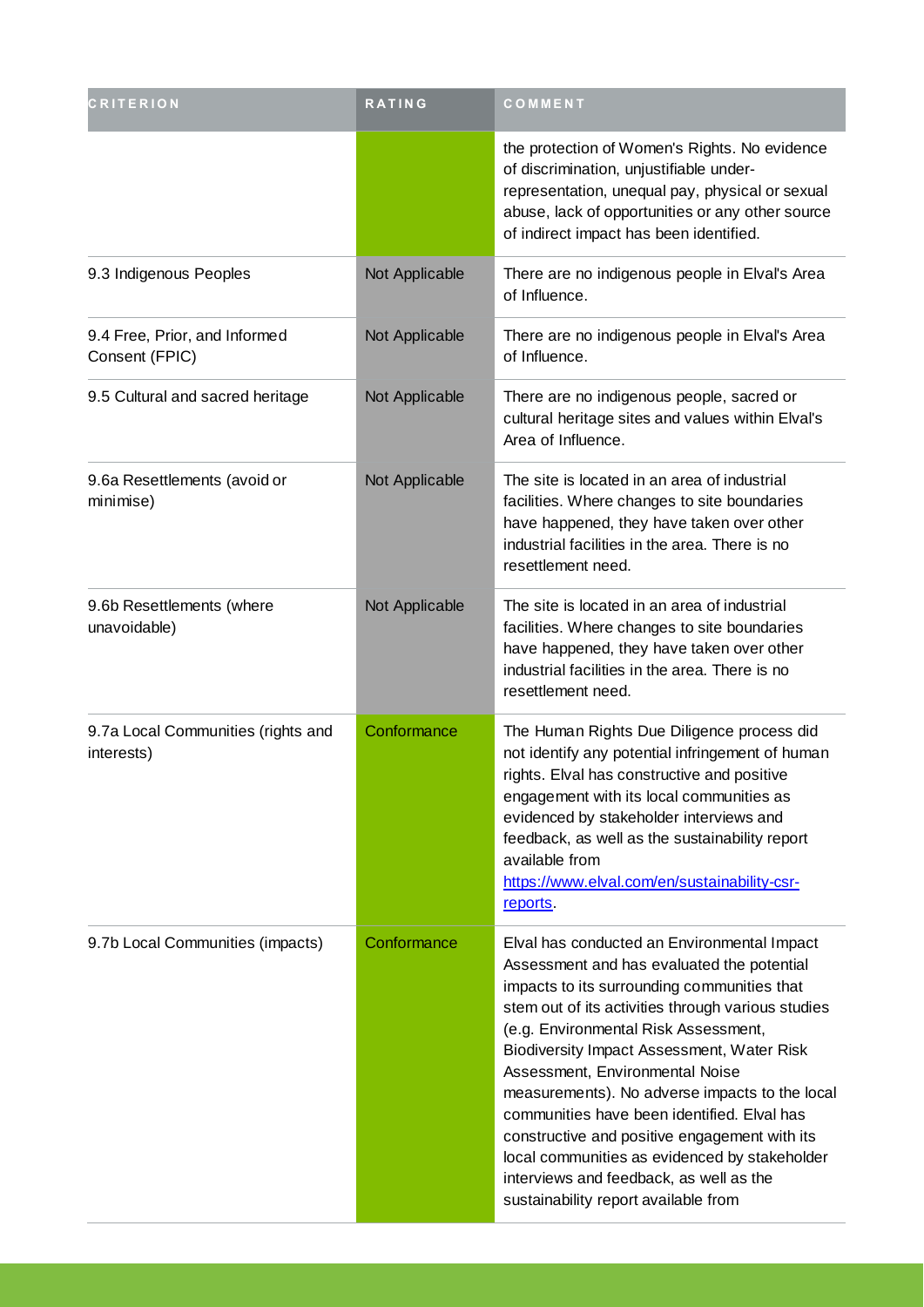| CRITERION | RATING | COMMENT |
| --- | --- | --- |
| | | the protection of Women's Rights. No evidence of discrimination, unjustifiable under-representation, unequal pay, physical or sexual abuse, lack of opportunities or any other source of indirect impact has been identified. |
| 9.3 Indigenous Peoples | Not Applicable | There are no indigenous people in Elval's Area of Influence. |
| 9.4 Free, Prior, and Informed Consent (FPIC) | Not Applicable | There are no indigenous people in Elval's Area of Influence. |
| 9.5 Cultural and sacred heritage | Not Applicable | There are no indigenous people, sacred or cultural heritage sites and values within Elval's Area of Influence. |
| 9.6a Resettlements (avoid or minimise) | Not Applicable | The site is located in an area of industrial facilities. Where changes to site boundaries have happened, they have taken over other industrial facilities in the area. There is no resettlement need. |
| 9.6b Resettlements (where unavoidable) | Not Applicable | The site is located in an area of industrial facilities. Where changes to site boundaries have happened, they have taken over other industrial facilities in the area. There is no resettlement need. |
| 9.7a Local Communities (rights and interests) | Conformance | The Human Rights Due Diligence process did not identify any potential infringement of human rights. Elval has constructive and positive engagement with its local communities as evidenced by stakeholder interviews and feedback, as well as the sustainability report available from [https://www.elval.com/en/sustainability-csr-reports](https://www.elval.com/en/sustainability-csr-reports). |
| 9.7b Local Communities (impacts) | Conformance | Elval has conducted an Environmental Impact Assessment and has evaluated the potential impacts to its surrounding communities that stem out of its activities through various studies (e.g. Environmental Risk Assessment, Biodiversity Impact Assessment, Water Risk Assessment, Environmental Noise measurements). No adverse impacts to the local communities have been identified. Elval has constructive and positive engagement with its local communities as evidenced by stakeholder interviews and feedback, as well as the sustainability report available from |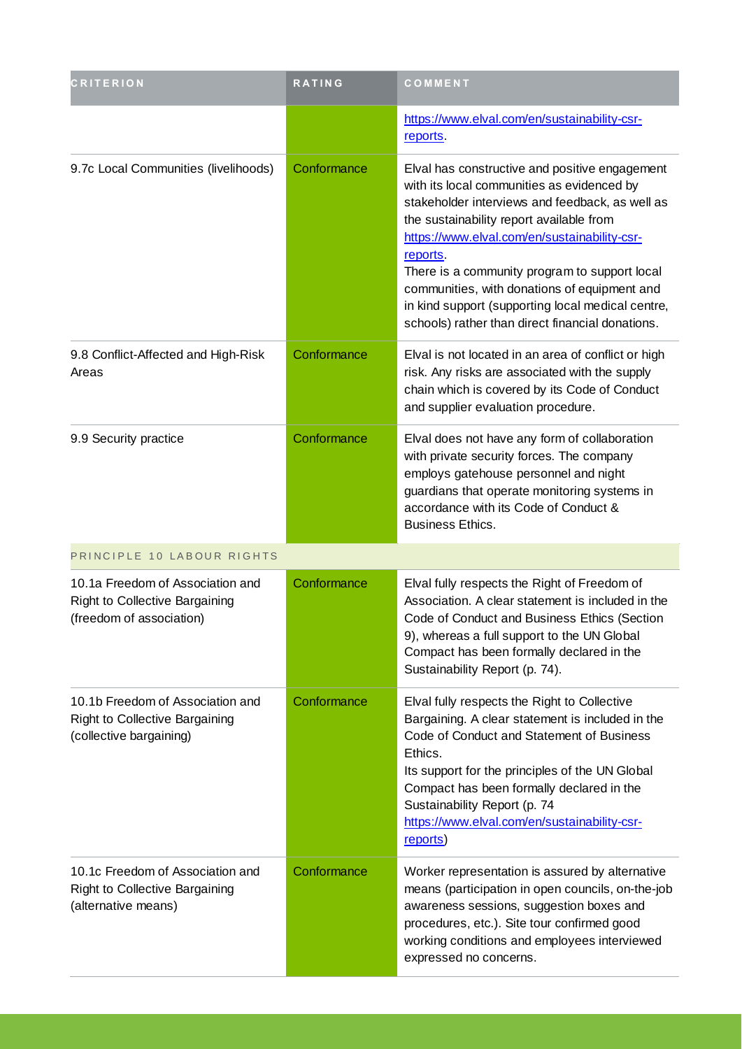| CRITERION | RATING | COMMENT |
|---|---|---|
| | | https://www.elval.com/en/sustainability-csr-reports. |
| 9.7c Local Communities (livelihoods) | Conformance | Elval has constructive and positive engagement with its local communities as evidenced by stakeholder interviews and feedback, as well as the sustainability report available from https://www.elval.com/en/sustainability-csr-reports.<br>There is a community program to support local communities, with donations of equipment and in kind support (supporting local medical centre, schools) rather than direct financial donations. |
| 9.8 Conflict-Affected and High-Risk Areas | Conformance | Elval is not located in an area of conflict or high risk. Any risks are associated with the supply chain which is covered by its Code of Conduct and supplier evaluation procedure. |
| 9.9 Security practice | Conformance | Elval does not have any form of collaboration with private security forces. The company employs gatehouse personnel and night guardians that operate monitoring systems in accordance with its Code of Conduct & Business Ethics. |
| PRINCIPLE 10 LABOUR RIGHTS | | |
| 10.1a Freedom of Association and Right to Collective Bargaining (freedom of association) | Conformance | Elval fully respects the Right of Freedom of Association. A clear statement is included in the Code of Conduct and Business Ethics (Section 9), whereas a full support to the UN Global Compact has been formally declared in the Sustainability Report (p. 74). |
| 10.1b Freedom of Association and Right to Collective Bargaining (collective bargaining) | Conformance | Elval fully respects the Right to Collective Bargaining. A clear statement is included in the Code of Conduct and Statement of Business Ethics.<br>Its support for the principles of the UN Global Compact has been formally declared in the Sustainability Report (p. 74 https://www.elval.com/en/sustainability-csr-reports) |
| 10.1c Freedom of Association and Right to Collective Bargaining (alternative means) | Conformance | Worker representation is assured by alternative means (participation in open councils, on-the-job awareness sessions, suggestion boxes and procedures, etc.). Site tour confirmed good working conditions and employees interviewed expressed no concerns. |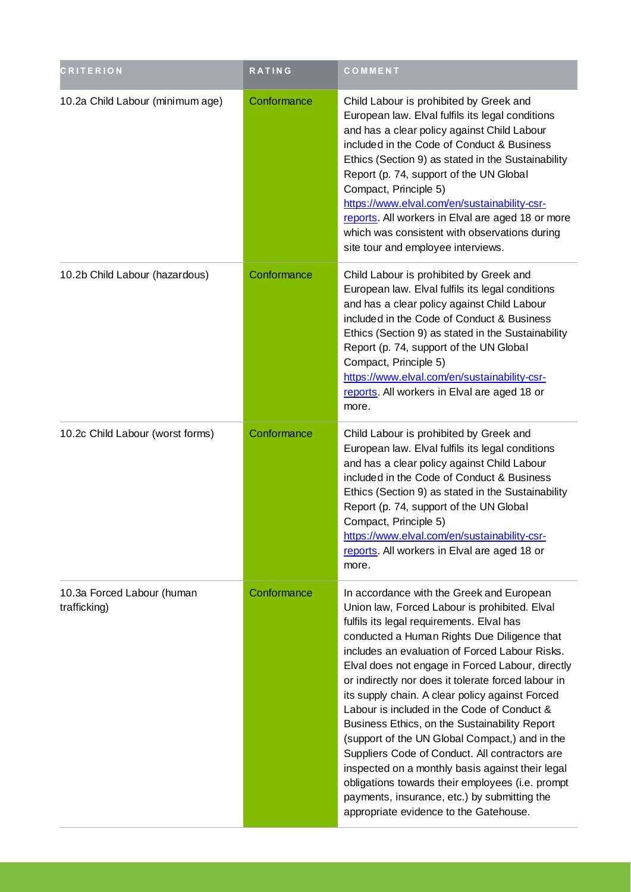| CRITERION | RATING | COMMENT |
| --- | --- | --- |
| 10.2a Child Labour (minimum age) | Conformance | Child Labour is prohibited by Greek and European law. Elval fulfils its legal conditions and has a clear policy against Child Labour included in the Code of Conduct & Business Ethics (Section 9) as stated in the Sustainability Report (p. 74, support of the UN Global Compact, Principle 5) https://www.elval.com/en/sustainability-csr-reports. All workers in Elval are aged 18 or more which was consistent with observations during site tour and employee interviews. |
| 10.2b Child Labour (hazardous) | Conformance | Child Labour is prohibited by Greek and European law. Elval fulfils its legal conditions and has a clear policy against Child Labour included in the Code of Conduct & Business Ethics (Section 9) as stated in the Sustainability Report (p. 74, support of the UN Global Compact, Principle 5) https://www.elval.com/en/sustainability-csr-reports. All workers in Elval are aged 18 or more. |
| 10.2c Child Labour (worst forms) | Conformance | Child Labour is prohibited by Greek and European law. Elval fulfils its legal conditions and has a clear policy against Child Labour included in the Code of Conduct & Business Ethics (Section 9) as stated in the Sustainability Report (p. 74, support of the UN Global Compact, Principle 5) https://www.elval.com/en/sustainability-csr-reports. All workers in Elval are aged 18 or more. |
| 10.3a Forced Labour (human trafficking) | Conformance | In accordance with the Greek and European Union law, Forced Labour is prohibited. Elval fulfils its legal requirements. Elval has conducted a Human Rights Due Diligence that includes an evaluation of Forced Labour Risks. Elval does not engage in Forced Labour, directly or indirectly nor does it tolerate forced labour in its supply chain. A clear policy against Forced Labour is included in the Code of Conduct & Business Ethics, on the Sustainability Report (support of the UN Global Compact,) and in the Suppliers Code of Conduct. All contractors are inspected on a monthly basis against their legal obligations towards their employees (i.e. prompt payments, insurance, etc.) by submitting the appropriate evidence to the Gatehouse. |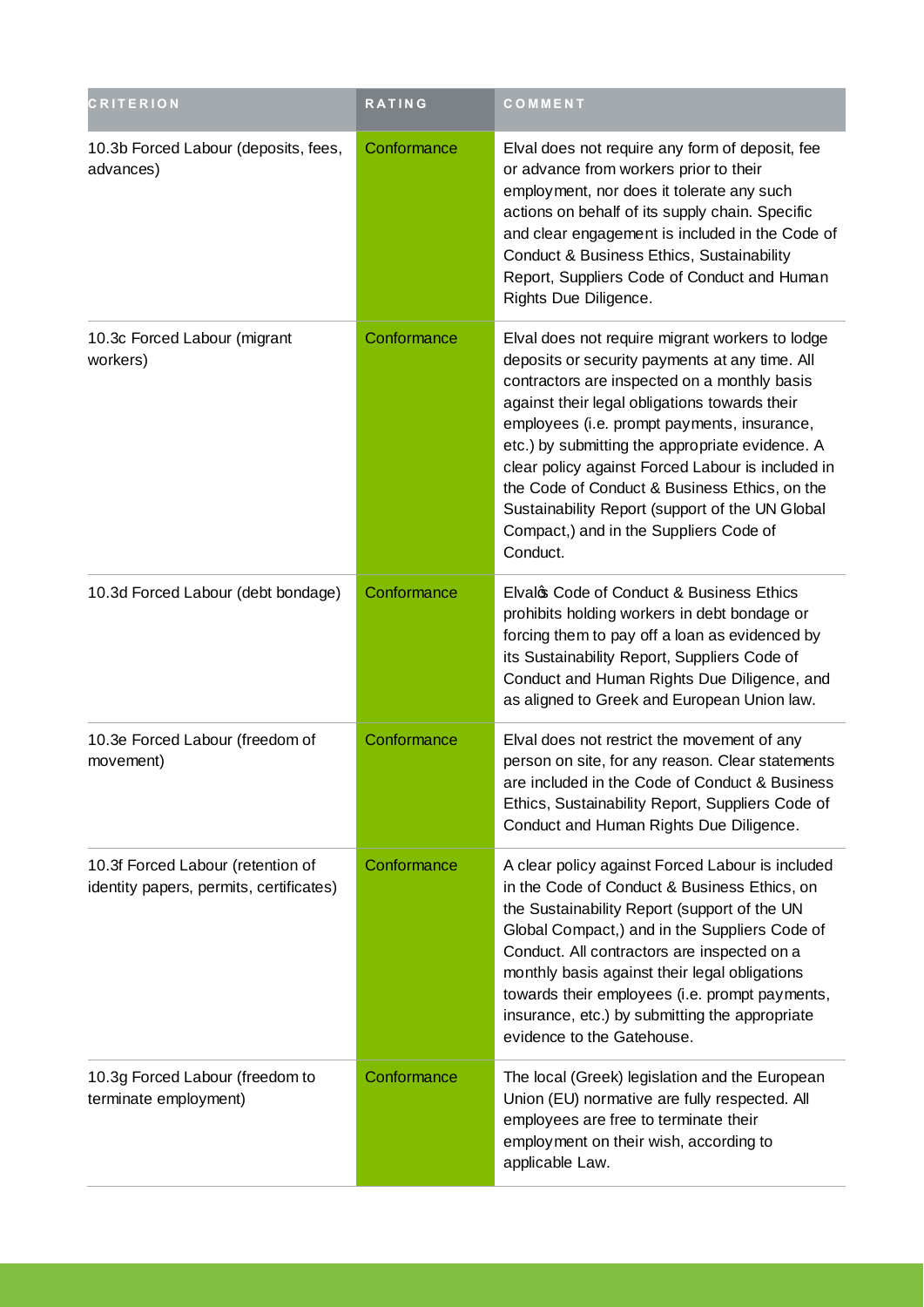| CRITERION | RATING | COMMENT |
|---|---|---|
| 10.3b Forced Labour (deposits, fees, advances) | Conformance | Elval does not require any form of deposit, fee or advance from workers prior to their employment, nor does it tolerate any such actions on behalf of its supply chain. Specific and clear engagement is included in the Code of Conduct & Business Ethics, Sustainability Report, Suppliers Code of Conduct and Human Rights Due Diligence. |
| 10.3c Forced Labour (migrant workers) | Conformance | Elval does not require migrant workers to lodge deposits or security payments at any time. All contractors are inspected on a monthly basis against their legal obligations towards their employees (i.e. prompt payments, insurance, etc.) by submitting the appropriate evidence. A clear policy against Forced Labour is included in the Code of Conduct & Business Ethics, on the Sustainability Report (support of the UN Global Compact,) and in the Suppliers Code of Conduct. |
| 10.3d Forced Labour (debt bondage) | Conformance | Elval�s Code of Conduct & Business Ethics prohibits holding workers in debt bondage or forcing them to pay off a loan as evidenced by its Sustainability Report, Suppliers Code of Conduct and Human Rights Due Diligence, and as aligned to Greek and European Union law. |
| 10.3e Forced Labour (freedom of movement) | Conformance | Elval does not restrict the movement of any person on site, for any reason. Clear statements are included in the Code of Conduct & Business Ethics, Sustainability Report, Suppliers Code of Conduct and Human Rights Due Diligence. |
| 10.3f Forced Labour (retention of identity papers, permits, certificates) | Conformance | A clear policy against Forced Labour is included in the Code of Conduct & Business Ethics, on the Sustainability Report (support of the UN Global Compact,) and in the Suppliers Code of Conduct. All contractors are inspected on a monthly basis against their legal obligations towards their employees (i.e. prompt payments, insurance, etc.) by submitting the appropriate evidence to the Gatehouse. |
| 10.3g Forced Labour (freedom to terminate employment) | Conformance | The local (Greek) legislation and the European Union (EU) normative are fully respected. All employees are free to terminate their employment on their wish, according to applicable Law. |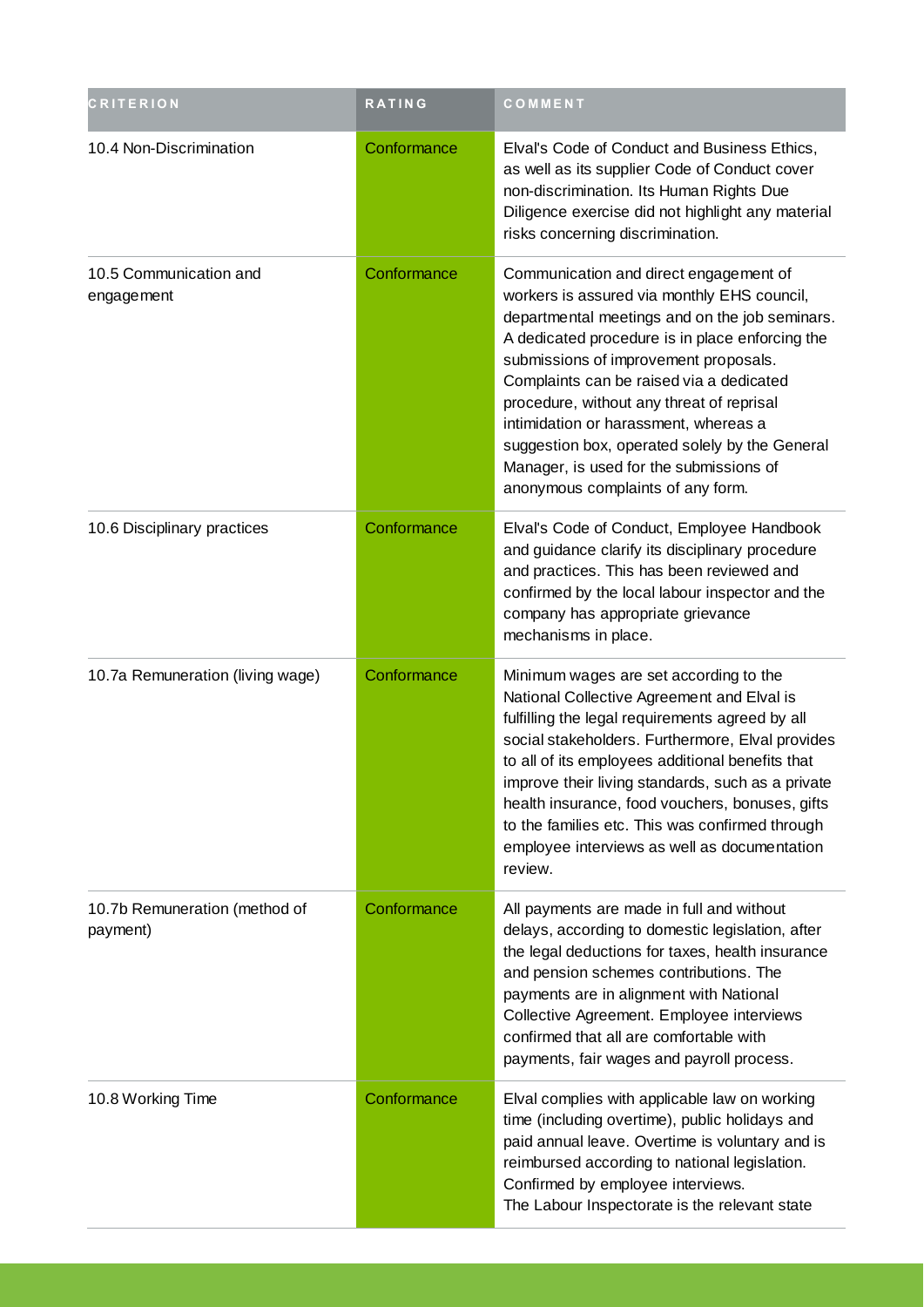| CRITERION | RATING | COMMENT |
|---|---|---|
| 10.4 Non-Discrimination | Conformance | Elval's Code of Conduct and Business Ethics, as well as its supplier Code of Conduct cover non-discrimination. Its Human Rights Due Diligence exercise did not highlight any material risks concerning discrimination. |
| 10.5 Communication and engagement | Conformance | Communication and direct engagement of workers is assured via monthly EHS council, departmental meetings and on the job seminars. A dedicated procedure is in place enforcing the submissions of improvement proposals. Complaints can be raised via a dedicated procedure, without any threat of reprisal intimidation or harassment, whereas a suggestion box, operated solely by the General Manager, is used for the submissions of anonymous complaints of any form. |
| 10.6 Disciplinary practices | Conformance | Elval's Code of Conduct, Employee Handbook and guidance clarify its disciplinary procedure and practices. This has been reviewed and confirmed by the local labour inspector and the company has appropriate grievance mechanisms in place. |
| 10.7a Remuneration (living wage) | Conformance | Minimum wages are set according to the National Collective Agreement and Elval is fulfilling the legal requirements agreed by all social stakeholders. Furthermore, Elval provides to all of its employees additional benefits that improve their living standards, such as a private health insurance, food vouchers, bonuses, gifts to the families etc. This was confirmed through employee interviews as well as documentation review. |
| 10.7b Remuneration (method of payment) | Conformance | All payments are made in full and without delays, according to domestic legislation, after the legal deductions for taxes, health insurance and pension schemes contributions. The payments are in alignment with National Collective Agreement. Employee interviews confirmed that all are comfortable with payments, fair wages and payroll process. |
| 10.8 Working Time | Conformance | Elval complies with applicable law on working time (including overtime), public holidays and paid annual leave. Overtime is voluntary and is reimbursed according to national legislation. Confirmed by employee interviews.<br>The Labour Inspectorate is the relevant state |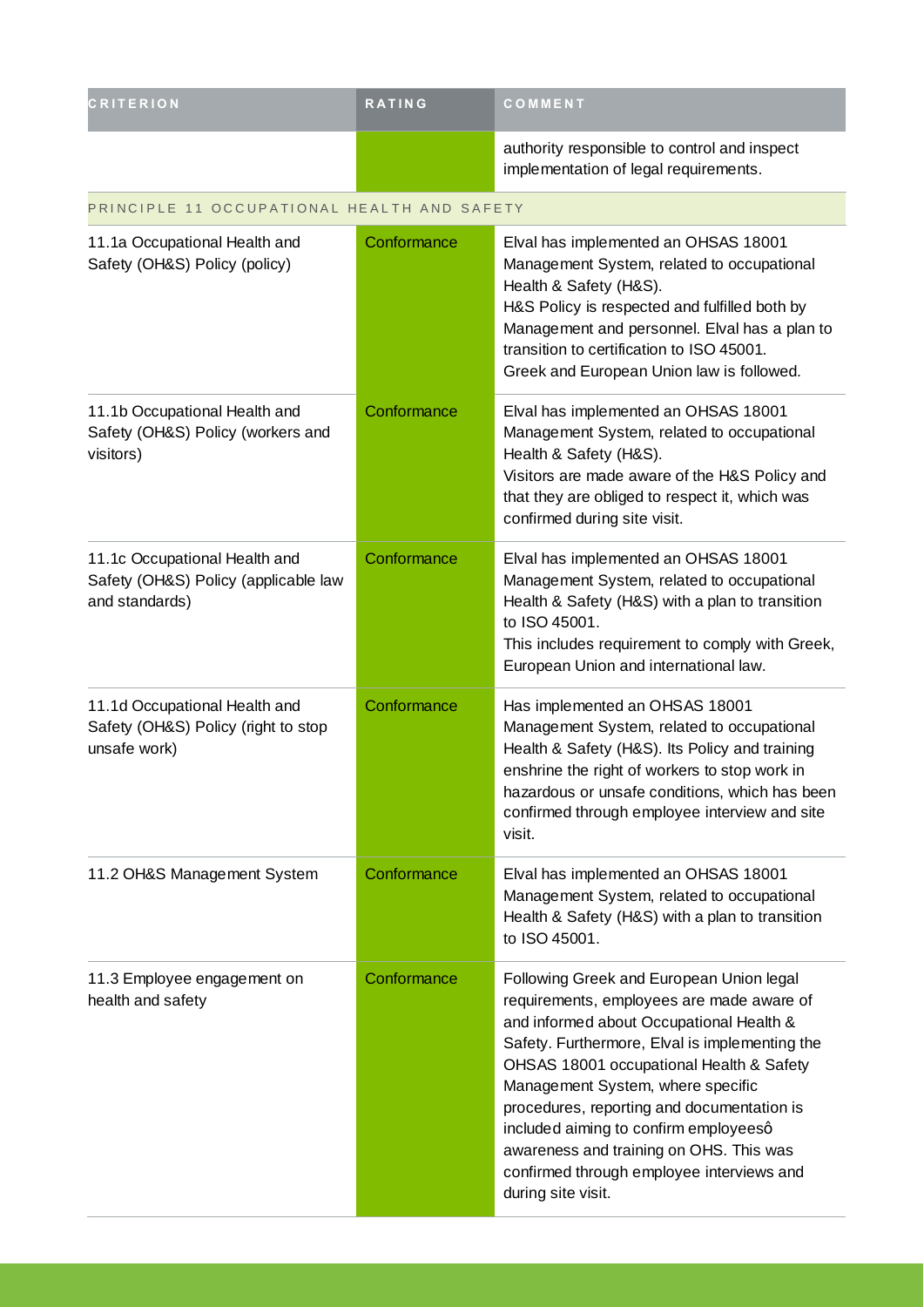| CRITERION | RATING | COMMENT |
| --- | --- | --- |
| | | authority responsible to control and inspect implementation of legal requirements. |
| PRINCIPLE 11 OCCUPATIONAL HEALTH AND SAFETY | | |
| 11.1a Occupational Health and Safety (OH&S) Policy (policy) | Conformance | Elval has implemented an OHSAS 18001 Management System, related to occupational Health & Safety (H&S).<br>H&S Policy is respected and fulfilled both by Management and personnel. Elval has a plan to transition to certification to ISO 45001.<br>Greek and European Union law is followed. |
| 11.1b Occupational Health and Safety (OH&S) Policy (workers and visitors) | Conformance | Elval has implemented an OHSAS 18001 Management System, related to occupational Health & Safety (H&S).<br>Visitors are made aware of the H&S Policy and that they are obliged to respect it, which was confirmed during site visit. |
| 11.1c Occupational Health and Safety (OH&S) Policy (applicable law and standards) | Conformance | Elval has implemented an OHSAS 18001 Management System, related to occupational Health & Safety (H&S) with a plan to transition to ISO 45001.<br>This includes requirement to comply with Greek, European Union and international law. |
| 11.1d Occupational Health and Safety (OH&S) Policy (right to stop unsafe work) | Conformance | Has implemented an OHSAS 18001 Management System, related to occupational Health & Safety (H&S). Its Policy and training enshrine the right of workers to stop work in hazardous or unsafe conditions, which has been confirmed through employee interview and site visit. |
| 11.2 OH&S Management System | Conformance | Elval has implemented an OHSAS 18001 Management System, related to occupational Health & Safety (H&S) with a plan to transition to ISO 45001. |
| 11.3 Employee engagement on health and safety | Conformance | Following Greek and European Union legal requirements, employees are made aware of and informed about Occupational Health & Safety. Furthermore, Elval is implementing the OHSAS 18001 occupational Health & Safety Management System, where specific procedures, reporting and documentation is included aiming to confirm employeesô awareness and training on OHS. This was confirmed through employee interviews and during site visit. |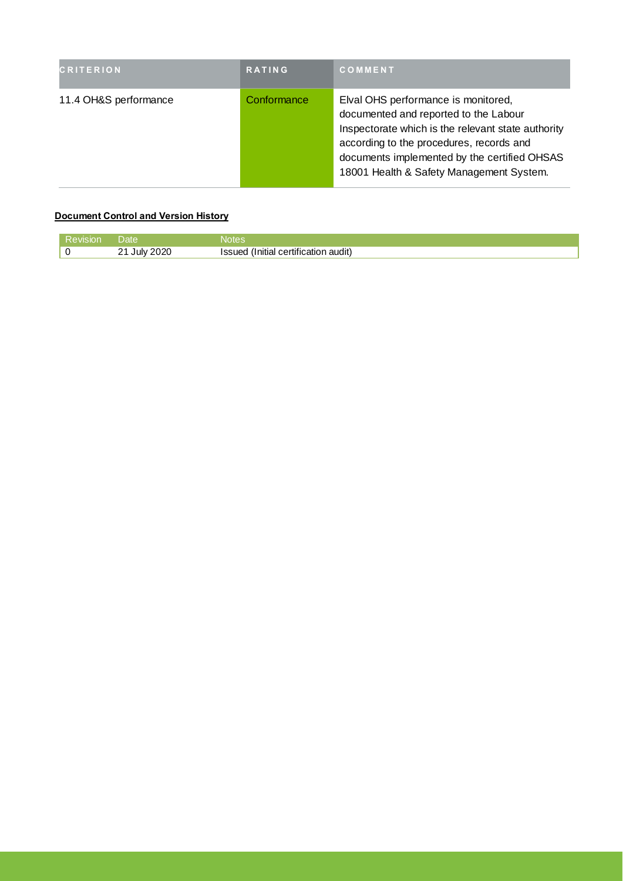| CRITERION | RATING | COMMENT |
|---|---|---|
| 11.4 OH&S performance | Conformance | Elval OHS performance is monitored, documented and reported to the Labour Inspectorate which is the relevant state authority according to the procedures, records and documents implemented by the certified OHSAS 18001 Health & Safety Management System. |

**Document Control and Version History**

| Revision | Date | Notes |
|---|---|---|
| 0 | 21 July 2020 | Issued (Initial certification audit) |